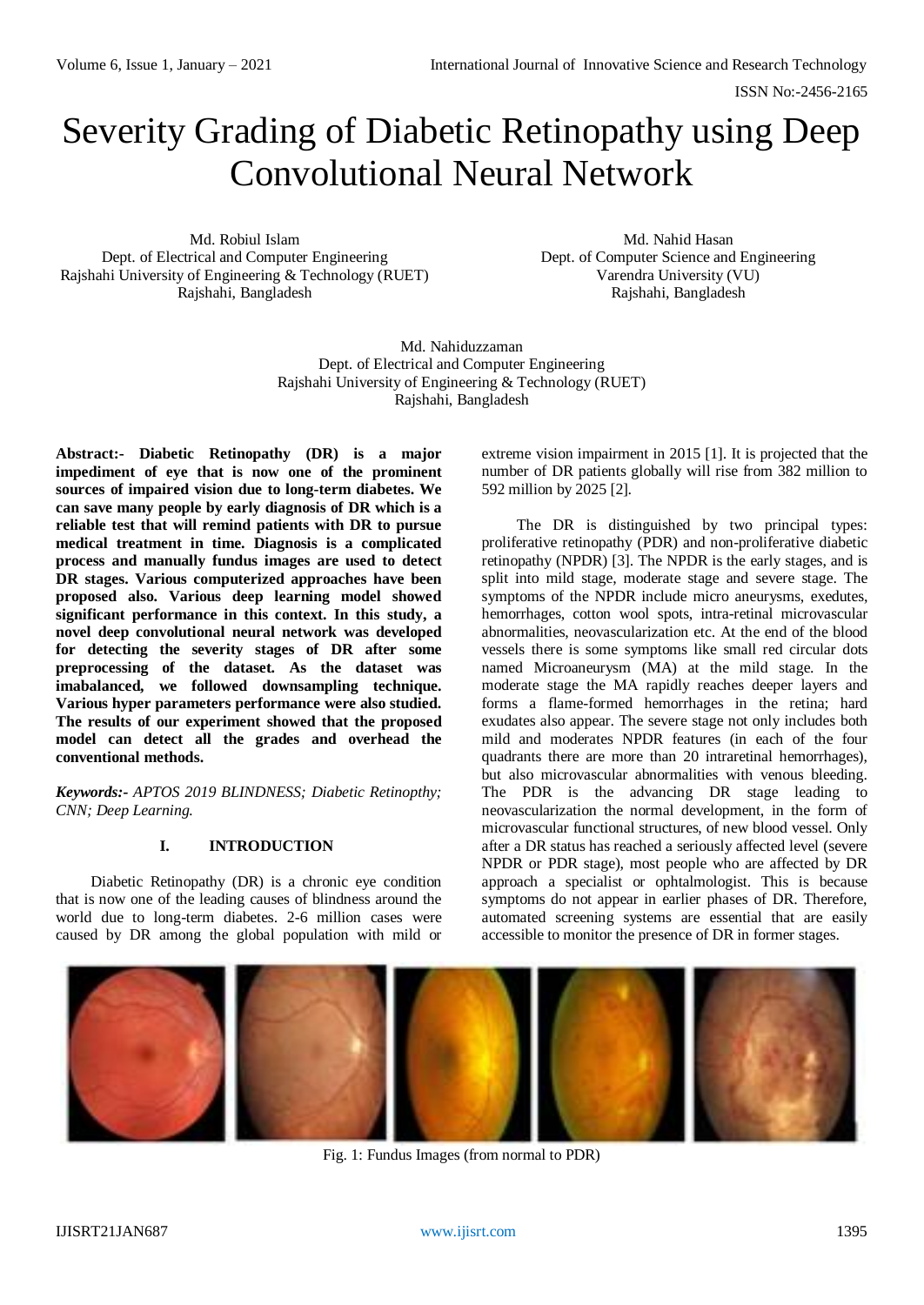# Severity Grading of Diabetic Retinopathy using Deep Convolutional Neural Network

Md. Robiul Islam
Dept. of Electrical and Computer Engineering
Rajshahi University of Engineering & Technology (RUET)
Rajshahi, Bangladesh

Md. Nahid Hasan
Dept. of Computer Science and Engineering
Varendra University (VU)
Rajshahi, Bangladesh

Md. Nahiduzzaman
Dept. of Electrical and Computer Engineering
Rajshahi University of Engineering & Technology (RUET)
Rajshahi, Bangladesh

**Abstract:- Diabetic Retinopathy (DR) is a major impediment of eye that is now one of the prominent sources of impaired vision due to long-term diabetes. We can save many people by early diagnosis of DR which is a reliable test that will remind patients with DR to pursue medical treatment in time. Diagnosis is a complicated process and manually fundus images are used to detect DR stages. Various computerized approaches have been proposed also. Various deep learning model showed significant performance in this context. In this study, a novel deep convolutional neural network was developed for detecting the severity stages of DR after some preprocessing of the dataset. As the dataset was imabalanced, we followed downsampling technique. Various hyper parameters performance were also studied. The results of our experiment showed that the proposed model can detect all the grades and overhead the conventional methods.**

***Keywords:-*** *APTOS 2019 BLINDNESS; Diabetic Retinopthy; CNN; Deep Learning.*

## I. INTRODUCTION

Diabetic Retinopathy (DR) is a chronic eye condition that is now one of the leading causes of blindness around the world due to long-term diabetes. 2-6 million cases were caused by DR among the global population with mild or extreme vision impairment in 2015 [1]. It is projected that the number of DR patients globally will rise from 382 million to 592 million by 2025 [2].

The DR is distinguished by two principal types: proliferative retinopathy (PDR) and non-proliferative diabetic retinopathy (NPDR) [3]. The NPDR is the early stages, and is split into mild stage, moderate stage and severe stage. The symptoms of the NPDR include micro aneurysms, exedutes, hemorrhages, cotton wool spots, intra-retinal microvascular abnormalities, neovascularization etc. At the end of the blood vessels there is some symptoms like small red circular dots named Microaneurysm (MA) at the mild stage. In the moderate stage the MA rapidly reaches deeper layers and forms a flame-formed hemorrhages in the retina; hard exudates also appear. The severe stage not only includes both mild and moderates NPDR features (in each of the four quadrants there are more than 20 intraretinal hemorrhages), but also microvascular abnormalities with venous bleeding. The PDR is the advancing DR stage leading to neovascularization the normal development, in the form of microvascular functional structures, of new blood vessel. Only after a DR status has reached a seriously affected level (severe NPDR or PDR stage), most people who are affected by DR approach a specialist or ophtalmologist. This is because symptoms do not appear in earlier phases of DR. Therefore, automated screening systems are essential that are easily accessible to monitor the presence of DR in former stages.

Fig. 1: Fundus Images (from normal to PDR)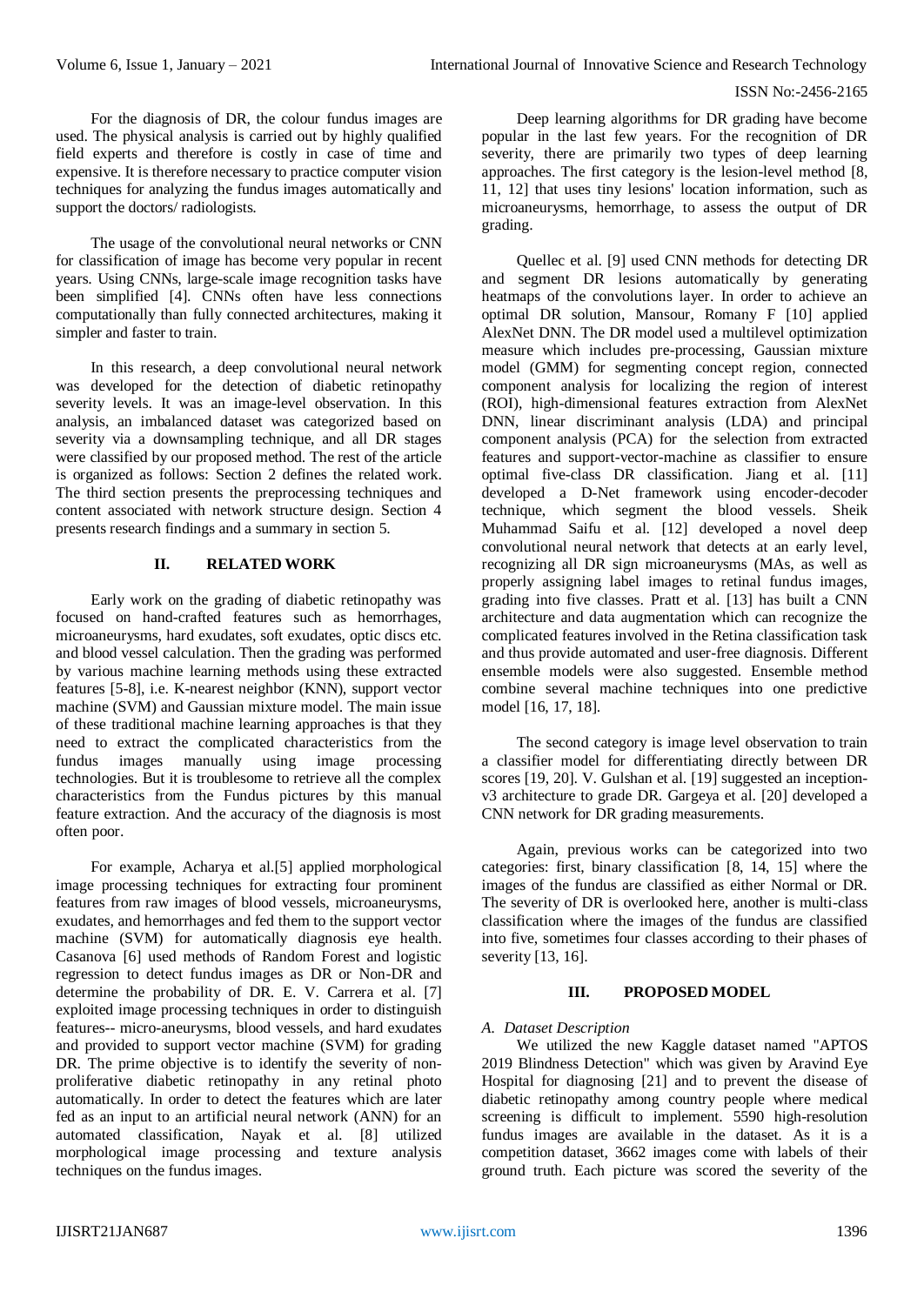For the diagnosis of DR, the colour fundus images are used. The physical analysis is carried out by highly qualified field experts and therefore is costly in case of time and expensive. It is therefore necessary to practice computer vision techniques for analyzing the fundus images automatically and support the doctors/ radiologists.

The usage of the convolutional neural networks or CNN for classification of image has become very popular in recent years. Using CNNs, large-scale image recognition tasks have been simplified [4]. CNNs often have less connections computationally than fully connected architectures, making it simpler and faster to train.

In this research, a deep convolutional neural network was developed for the detection of diabetic retinopathy severity levels. It was an image-level observation. In this analysis, an imbalanced dataset was categorized based on severity via a downsampling technique, and all DR stages were classified by our proposed method. The rest of the article is organized as follows: Section 2 defines the related work. The third section presents the preprocessing techniques and content associated with network structure design. Section 4 presents research findings and a summary in section 5.

## II. RELATED WORK

Early work on the grading of diabetic retinopathy was focused on hand-crafted features such as hemorrhages, microaneurysms, hard exudates, soft exudates, optic discs etc. and blood vessel calculation. Then the grading was performed by various machine learning methods using these extracted features [5-8], i.e. K-nearest neighbor (KNN), support vector machine (SVM) and Gaussian mixture model. The main issue of these traditional machine learning approaches is that they need to extract the complicated characteristics from the fundus images manually using image processing technologies. But it is troublesome to retrieve all the complex characteristics from the Fundus pictures by this manual feature extraction. And the accuracy of the diagnosis is most often poor.

For example, Acharya et al.[5] applied morphological image processing techniques for extracting four prominent features from raw images of blood vessels, microaneurysms, exudates, and hemorrhages and fed them to the support vector machine (SVM) for automatically diagnosis eye health. Casanova [6] used methods of Random Forest and logistic regression to detect fundus images as DR or Non-DR and determine the probability of DR. E. V. Carrera et al. [7] exploited image processing techniques in order to distinguish features-- micro-aneurysms, blood vessels, and hard exudates and provided to support vector machine (SVM) for grading DR. The prime objective is to identify the severity of non-proliferative diabetic retinopathy in any retinal photo automatically. In order to detect the features which are later fed as an input to an artificial neural network (ANN) for an automated classification, Nayak et al. [8] utilized morphological image processing and texture analysis techniques on the fundus images.

Deep learning algorithms for DR grading have become popular in the last few years. For the recognition of DR severity, there are primarily two types of deep learning approaches. The first category is the lesion-level method [8, 11, 12] that uses tiny lesions' location information, such as microaneurysms, hemorrhage, to assess the output of DR grading.

Quellec et al. [9] used CNN methods for detecting DR and segment DR lesions automatically by generating heatmaps of the convolutions layer. In order to achieve an optimal DR solution, Mansour, Romany F [10] applied AlexNet DNN. The DR model used a multilevel optimization measure which includes pre-processing, Gaussian mixture model (GMM) for segmenting concept region, connected component analysis for localizing the region of interest (ROI), high-dimensional features extraction from AlexNet DNN, linear discriminant analysis (LDA) and principal component analysis (PCA) for the selection from extracted features and support-vector-machine as classifier to ensure optimal five-class DR classification. Jiang et al. [11] developed a D-Net framework using encoder-decoder technique, which segment the blood vessels. Sheik Muhammad Saifu et al. [12] developed a novel deep convolutional neural network that detects at an early level, recognizing all DR sign microaneurysms (MAs, as well as properly assigning label images to retinal fundus images, grading into five classes. Pratt et al. [13] has built a CNN architecture and data augmentation which can recognize the complicated features involved in the Retina classification task and thus provide automated and user-free diagnosis. Different ensemble models were also suggested. Ensemble method combine several machine techniques into one predictive model [16, 17, 18].

The second category is image level observation to train a classifier model for differentiating directly between DR scores [19, 20]. V. Gulshan et al. [19] suggested an inception-v3 architecture to grade DR. Gargeya et al. [20] developed a CNN network for DR grading measurements.

Again, previous works can be categorized into two categories: first, binary classification [8, 14, 15] where the images of the fundus are classified as either Normal or DR. The severity of DR is overlooked here, another is multi-class classification where the images of the fundus are classified into five, sometimes four classes according to their phases of severity [13, 16].

## III. PROPOSED MODEL

### *A. Dataset Description*

We utilized the new Kaggle dataset named "APTOS 2019 Blindness Detection" which was given by Aravind Eye Hospital for diagnosing [21] and to prevent the disease of diabetic retinopathy among country people where medical screening is difficult to implement. 5590 high-resolution fundus images are available in the dataset. As it is a competition dataset, 3662 images come with labels of their ground truth. Each picture was scored the severity of the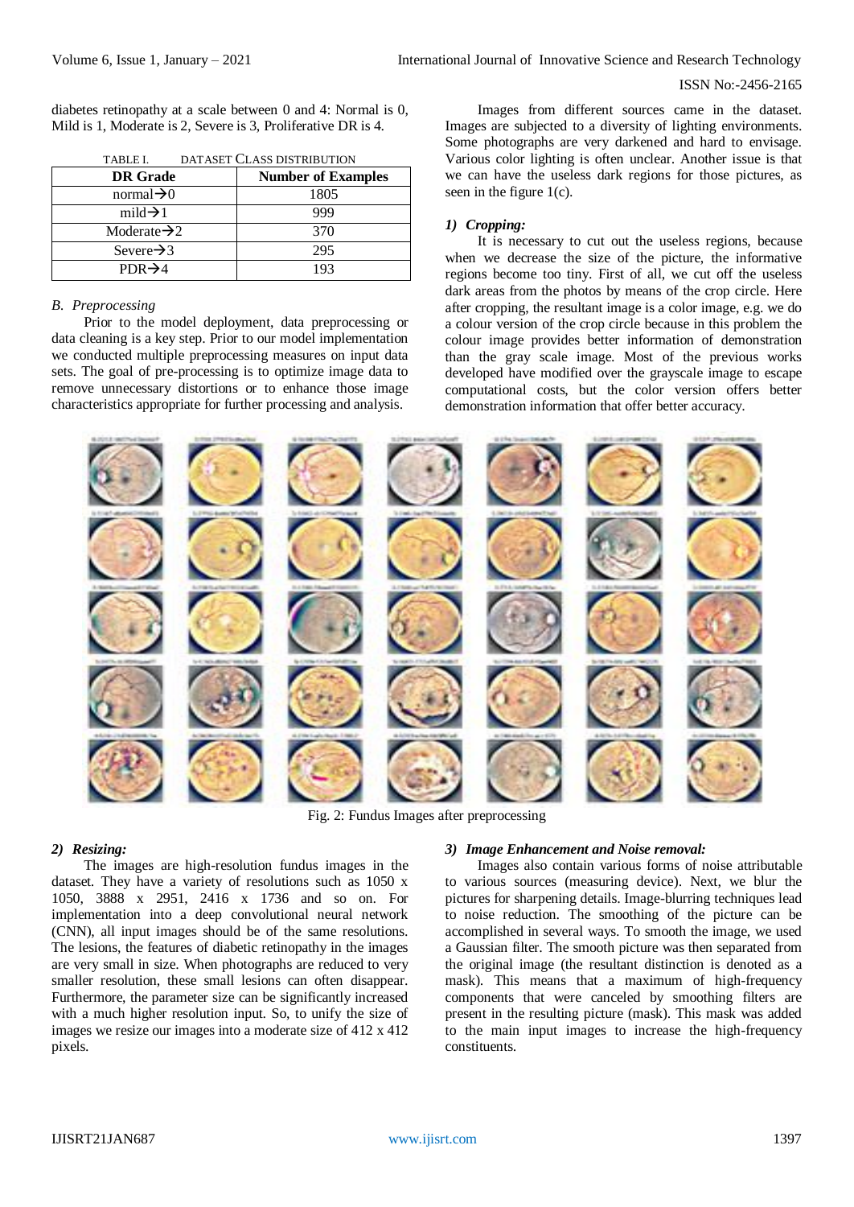diabetes retinopathy at a scale between 0 and 4: Normal is 0, Mild is 1, Moderate is 2, Severe is 3, Proliferative DR is 4.

TABLE I. DATASET CLASS DISTRIBUTION

| DR Grade | Number of Examples |
|---|---|
| normal→0 | 1805 |
| mild→1 | 999 |
| Moderate→2 | 370 |
| Severe→3 | 295 |
| PDR→4 | 193 |

### *B. Preprocessing*

Prior to the model deployment, data preprocessing or data cleaning is a key step. Prior to our model implementation we conducted multiple preprocessing measures on input data sets. The goal of pre-processing is to optimize image data to remove unnecessary distortions or to enhance those image characteristics appropriate for further processing and analysis.

Images from different sources came in the dataset. Images are subjected to a diversity of lighting environments. Some photographs are very darkened and hard to envisage. Various color lighting is often unclear. Another issue is that we can have the useless dark regions for those pictures, as seen in the figure 1(c).

#### *1) Cropping:*

It is necessary to cut out the useless regions, because when we decrease the size of the picture, the informative regions become too tiny. First of all, we cut off the useless dark areas from the photos by means of the crop circle. Here after cropping, the resultant image is a color image, e.g. we do a colour version of the crop circle because in this problem the colour image provides better information of demonstration than the gray scale image. Most of the previous works developed have modified over the grayscale image to escape computational costs, but the color version offers better demonstration information that offer better accuracy.

Fig. 2: Fundus Images after preprocessing

#### *2) Resizing:*

The images are high-resolution fundus images in the dataset. They have a variety of resolutions such as 1050 x 1050, 3888 x 2951, 2416 x 1736 and so on. For implementation into a deep convolutional neural network (CNN), all input images should be of the same resolutions. The lesions, the features of diabetic retinopathy in the images are very small in size. When photographs are reduced to very smaller resolution, these small lesions can often disappear. Furthermore, the parameter size can be significantly increased with a much higher resolution input. So, to unify the size of images we resize our images into a moderate size of 412 x 412 pixels.

#### *3) Image Enhancement and Noise removal:*

Images also contain various forms of noise attributable to various sources (measuring device). Next, we blur the pictures for sharpening details. Image-blurring techniques lead to noise reduction. The smoothing of the picture can be accomplished in several ways. To smooth the image, we used a Gaussian filter. The smooth picture was then separated from the original image (the resultant distinction is denoted as a mask). This means that a maximum of high-frequency components that were canceled by smoothing filters are present in the resulting picture (mask). This mask was added to the main input images to increase the high-frequency constituents.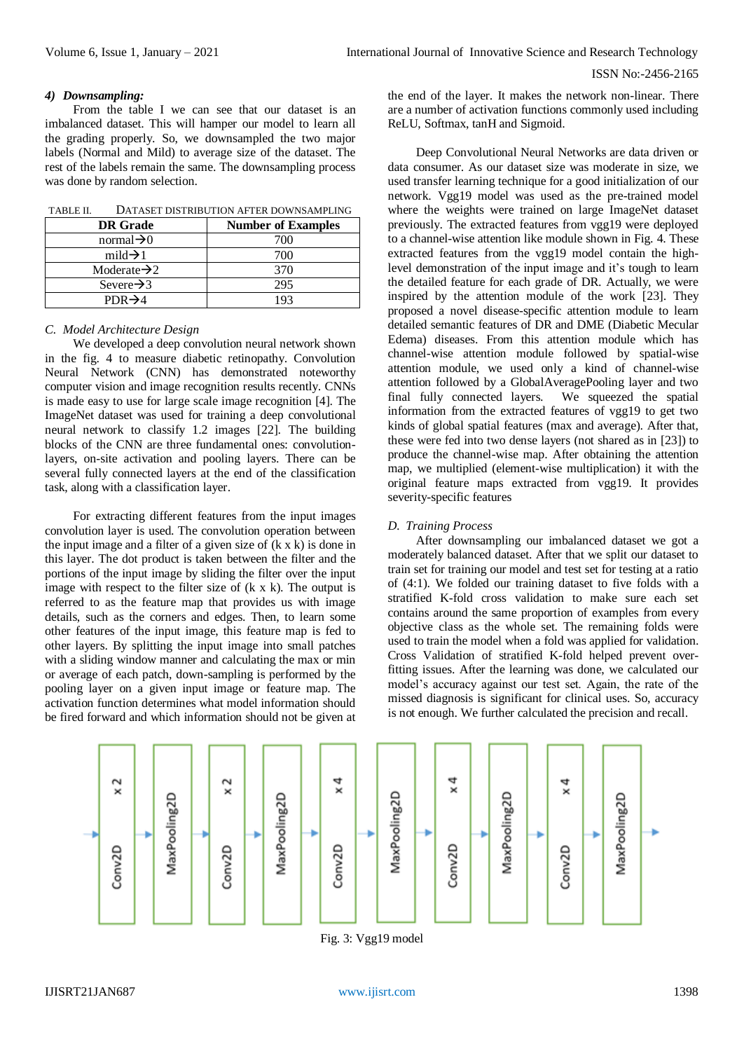#### 4) *Downsampling:*

From the table I we can see that our dataset is an imbalanced dataset. This will hamper our model to learn all the grading properly. So, we downsampled the two major labels (Normal and Mild) to average size of the dataset. The rest of the labels remain the same. The downsampling process was done by random selection.

TABLE II. DATASET DISTRIBUTION AFTER DOWNSAMPLING

| DR Grade | Number of Examples |
|---|---|
| normal→0 | 700 |
| mild→1 | 700 |
| Moderate→2 | 370 |
| Severe→3 | 295 |
| PDR→4 | 193 |

### C. *Model Architecture Design*

We developed a deep convolution neural network shown in the fig. 4 to measure diabetic retinopathy. Convolution Neural Network (CNN) has demonstrated noteworthy computer vision and image recognition results recently. CNNs is made easy to use for large scale image recognition [4]. The ImageNet dataset was used for training a deep convolutional neural network to classify 1.2 images [22]. The building blocks of the CNN are three fundamental ones: convolution-layers, on-site activation and pooling layers. There can be several fully connected layers at the end of the classification task, along with a classification layer.

For extracting different features from the input images convolution layer is used. The convolution operation between the input image and a filter of a given size of (k x k) is done in this layer. The dot product is taken between the filter and the portions of the input image by sliding the filter over the input image with respect to the filter size of (k x k). The output is referred to as the feature map that provides us with image details, such as the corners and edges. Then, to learn some other features of the input image, this feature map is fed to other layers. By splitting the input image into small patches with a sliding window manner and calculating the max or min or average of each patch, down-sampling is performed by the pooling layer on a given input image or feature map. The activation function determines what model information should be fired forward and which information should not be given at the end of the layer. It makes the network non-linear. There are a number of activation functions commonly used including ReLU, Softmax, tanH and Sigmoid.

Deep Convolutional Neural Networks are data driven or data consumer. As our dataset size was moderate in size, we used transfer learning technique for a good initialization of our network. Vgg19 model was used as the pre-trained model where the weights were trained on large ImageNet dataset previously. The extracted features from vgg19 were deployed to a channel-wise attention like module shown in Fig. 4. These extracted features from the vgg19 model contain the high-level demonstration of the input image and it's tough to learn the detailed feature for each grade of DR. Actually, we were inspired by the attention module of the work [23]. They proposed a novel disease-specific attention module to learn detailed semantic features of DR and DME (Diabetic Mecular Edema) diseases. From this attention module which has channel-wise attention module followed by spatial-wise attention module, we used only a kind of channel-wise attention followed by a GlobalAveragePooling layer and two final fully connected layers. We squeezed the spatial information from the extracted features of vgg19 to get two kinds of global spatial features (max and average). After that, these were fed into two dense layers (not shared as in [23]) to produce the channel-wise map. After obtaining the attention map, we multiplied (element-wise multiplication) it with the original feature maps extracted from vgg19. It provides severity-specific features

### D. *Training Process*

After downsampling our imbalanced dataset we got a moderately balanced dataset. After that we split our dataset to train set for training our model and test set for testing at a ratio of (4:1). We folded our training dataset to five folds with a stratified K-fold cross validation to make sure each set contains around the same proportion of examples from every objective class as the whole set. The remaining folds were used to train the model when a fold was applied for validation. Cross Validation of stratified K-fold helped prevent over-fitting issues. After the learning was done, we calculated our model's accuracy against our test set. Again, the rate of the missed diagnosis is significant for clinical uses. So, accuracy is not enough. We further calculated the precision and recall.

Conv2D x 2 → MaxPooling2D → Conv2D x 2 → MaxPooling2D → Conv2D x 4 → MaxPooling2D → Conv2D x 4 → MaxPooling2D → Conv2D x 4 → MaxPooling2D

Fig. 3: Vgg19 model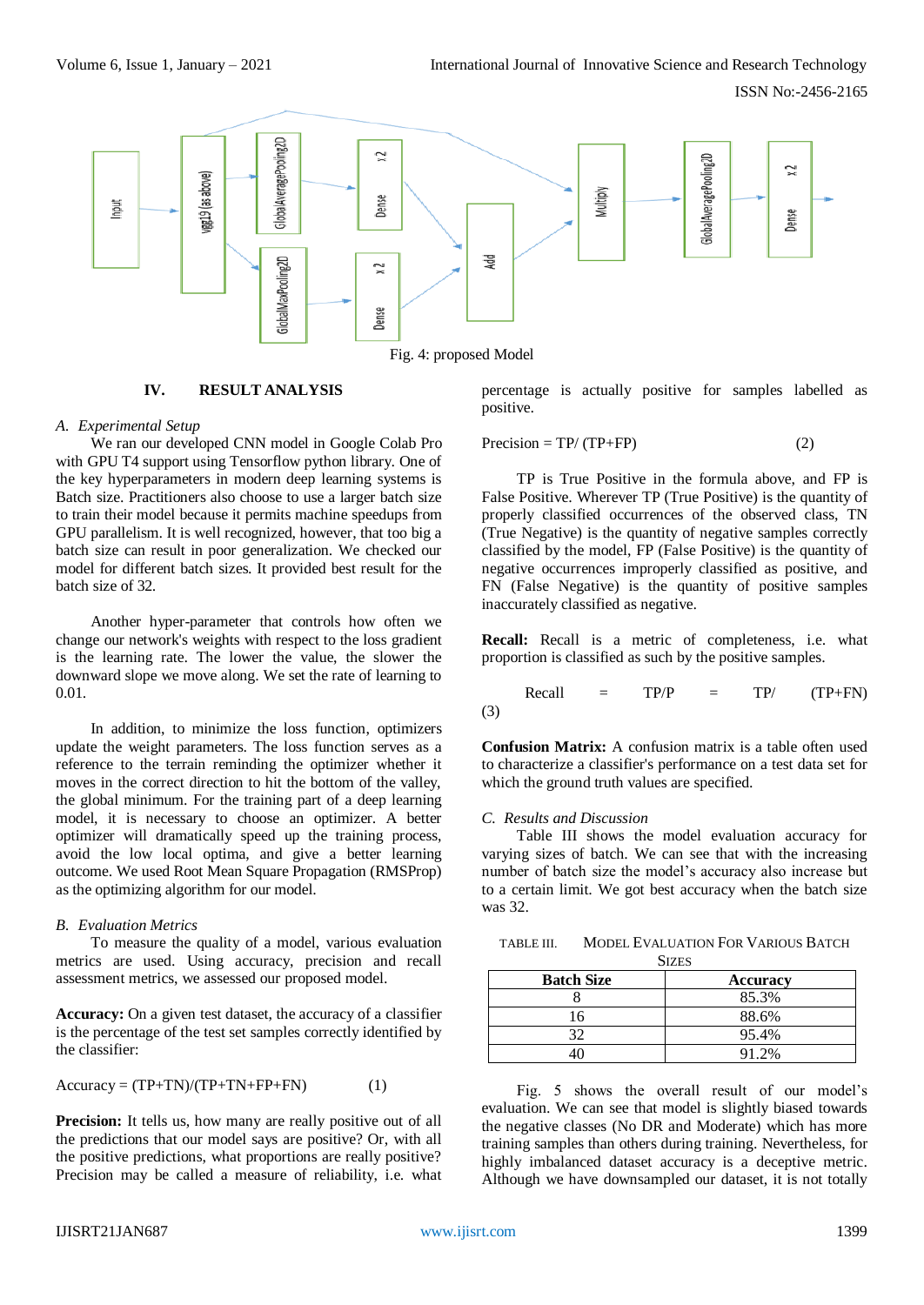Fig. 4: proposed Model

## IV. RESULT ANALYSIS

### A. Experimental Setup

We ran our developed CNN model in Google Colab Pro with GPU T4 support using Tensorflow python library. One of the key hyperparameters in modern deep learning systems is Batch size. Practitioners also choose to use a larger batch size to train their model because it permits machine speedups from GPU parallelism. It is well recognized, however, that too big a batch size can result in poor generalization. We checked our model for different batch sizes. It provided best result for the batch size of 32.

Another hyper-parameter that controls how often we change our network's weights with respect to the loss gradient is the learning rate. The lower the value, the slower the downward slope we move along. We set the rate of learning to 0.01.

In addition, to minimize the loss function, optimizers update the weight parameters. The loss function serves as a reference to the terrain reminding the optimizer whether it moves in the correct direction to hit the bottom of the valley, the global minimum. For the training part of a deep learning model, it is necessary to choose an optimizer. A better optimizer will dramatically speed up the training process, avoid the low local optima, and give a better learning outcome. We used Root Mean Square Propagation (RMSProp) as the optimizing algorithm for our model.

### B. Evaluation Metrics

To measure the quality of a model, various evaluation metrics are used. Using accuracy, precision and recall assessment metrics, we assessed our proposed model.

**Accuracy:** On a given test dataset, the accuracy of a classifier is the percentage of the test set samples correctly identified by the classifier:

$$\text{Accuracy} = (TP+TN)/(TP+TN+FP+FN) \qquad (1)$$

**Precision:** It tells us, how many are really positive out of all the predictions that our model says are positive? Or, with all the positive predictions, what proportions are really positive? Precision may be called a measure of reliability, i.e. what percentage is actually positive for samples labelled as positive.

$$\text{Precision} = TP/\ (TP+FP) \qquad (2)$$

TP is True Positive in the formula above, and FP is False Positive. Wherever TP (True Positive) is the quantity of properly classified occurrences of the observed class, TN (True Negative) is the quantity of negative samples correctly classified by the model, FP (False Positive) is the quantity of negative occurrences improperly classified as positive, and FN (False Negative) is the quantity of positive samples inaccurately classified as negative.

**Recall:** Recall is a metric of completeness, i.e. what proportion is classified as such by the positive samples.

$$\text{Recall} = TP/P = TP/\ (TP+FN) \qquad (3)$$

**Confusion Matrix:** A confusion matrix is a table often used to characterize a classifier's performance on a test data set for which the ground truth values are specified.

### C. Results and Discussion

Table III shows the model evaluation accuracy for varying sizes of batch. We can see that with the increasing number of batch size the model's accuracy also increase but to a certain limit. We got best accuracy when the batch size was 32.

TABLE III. MODEL EVALUATION FOR VARIOUS BATCH SIZES

| Batch Size | Accuracy |
|---|---|
| 8 | 85.3% |
| 16 | 88.6% |
| 32 | 95.4% |
| 40 | 91.2% |

Fig. 5 shows the overall result of our model's evaluation. We can see that model is slightly biased towards the negative classes (No DR and Moderate) which has more training samples than others during training. Nevertheless, for highly imbalanced dataset accuracy is a deceptive metric. Although we have downsampled our dataset, it is not totally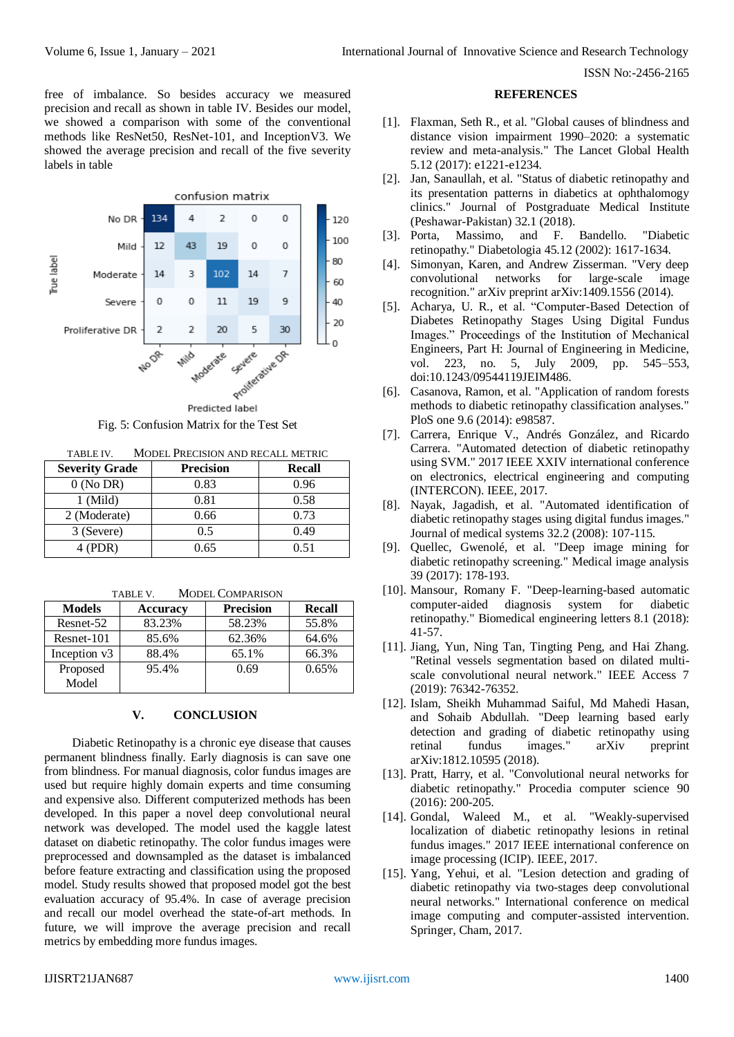free of imbalance. So besides accuracy we measured precision and recall as shown in table IV. Besides our model, we showed a comparison with some of the conventional methods like ResNet50, ResNet-101, and InceptionV3. We showed the average precision and recall of the five severity labels in table

| True label \ Predicted label | No DR | Mild | Moderate | Severe | Proliferative DR |
|---|---|---|---|---|---|
| No DR | 134 | 4 | 2 | 0 | 0 |
| Mild | 12 | 43 | 19 | 0 | 0 |
| Moderate | 14 | 3 | 102 | 14 | 7 |
| Severe | 0 | 0 | 11 | 19 | 9 |
| Proliferative DR | 2 | 2 | 20 | 5 | 30 |

Fig. 5: Confusion Matrix for the Test Set

TABLE IV. MODEL PRECISION AND RECALL METRIC

| Severity Grade | Precision | Recall |
|---|---|---|
| 0 (No DR) | 0.83 | 0.96 |
| 1 (Mild) | 0.81 | 0.58 |
| 2 (Moderate) | 0.66 | 0.73 |
| 3 (Severe) | 0.5 | 0.49 |
| 4 (PDR) | 0.65 | 0.51 |

TABLE V. MODEL COMPARISON

| Models | Accuracy | Precision | Recall |
|---|---|---|---|
| Resnet-52 | 83.23% | 58.23% | 55.8% |
| Resnet-101 | 85.6% | 62.36% | 64.6% |
| Inception v3 | 88.4% | 65.1% | 66.3% |
| Proposed Model | 95.4% | 0.69 | 0.65% |

## V. CONCLUSION

Diabetic Retinopathy is a chronic eye disease that causes permanent blindness finally. Early diagnosis is can save one from blindness. For manual diagnosis, color fundus images are used but require highly domain experts and time consuming and expensive also. Different computerized methods has been developed. In this paper a novel deep convolutional neural network was developed. The model used the kaggle latest dataset on diabetic retinopathy. The color fundus images were preprocessed and downsampled as the dataset is imbalanced before feature extracting and classification using the proposed model. Study results showed that proposed model got the best evaluation accuracy of 95.4%. In case of average precision and recall our model overhead the state-of-art methods. In future, we will improve the average precision and recall metrics by embedding more fundus images.

## REFERENCES

[1]. Flaxman, Seth R., et al. "Global causes of blindness and distance vision impairment 1990–2020: a systematic review and meta-analysis." The Lancet Global Health 5.12 (2017): e1221-e1234.

[2]. Jan, Sanaullah, et al. "Status of diabetic retinopathy and its presentation patterns in diabetics at ophthalomogy clinics." Journal of Postgraduate Medical Institute (Peshawar-Pakistan) 32.1 (2018).

[3]. Porta, Massimo, and F. Bandello. "Diabetic retinopathy." Diabetologia 45.12 (2002): 1617-1634.

[4]. Simonyan, Karen, and Andrew Zisserman. "Very deep convolutional networks for large-scale image recognition." arXiv preprint arXiv:1409.1556 (2014).

[5]. Acharya, U. R., et al. "Computer-Based Detection of Diabetes Retinopathy Stages Using Digital Fundus Images." Proceedings of the Institution of Mechanical Engineers, Part H: Journal of Engineering in Medicine, vol. 223, no. 5, July 2009, pp. 545–553, doi:10.1243/09544119JEIM486.

[6]. Casanova, Ramon, et al. "Application of random forests methods to diabetic retinopathy classification analyses." PloS one 9.6 (2014): e98587.

[7]. Carrera, Enrique V., Andrés González, and Ricardo Carrera. "Automated detection of diabetic retinopathy using SVM." 2017 IEEE XXIV international conference on electronics, electrical engineering and computing (INTERCON). IEEE, 2017.

[8]. Nayak, Jagadish, et al. "Automated identification of diabetic retinopathy stages using digital fundus images." Journal of medical systems 32.2 (2008): 107-115.

[9]. Quellec, Gwenolé, et al. "Deep image mining for diabetic retinopathy screening." Medical image analysis 39 (2017): 178-193.

[10]. Mansour, Romany F. "Deep-learning-based automatic computer-aided diagnosis system for diabetic retinopathy." Biomedical engineering letters 8.1 (2018): 41-57.

[11]. Jiang, Yun, Ning Tan, Tingting Peng, and Hai Zhang. "Retinal vessels segmentation based on dilated multi-scale convolutional neural network." IEEE Access 7 (2019): 76342-76352.

[12]. Islam, Sheikh Muhammad Saiful, Md Mahedi Hasan, and Sohaib Abdullah. "Deep learning based early detection and grading of diabetic retinopathy using retinal fundus images." arXiv preprint arXiv:1812.10595 (2018).

[13]. Pratt, Harry, et al. "Convolutional neural networks for diabetic retinopathy." Procedia computer science 90 (2016): 200-205.

[14]. Gondal, Waleed M., et al. "Weakly-supervised localization of diabetic retinopathy lesions in retinal fundus images." 2017 IEEE international conference on image processing (ICIP). IEEE, 2017.

[15]. Yang, Yehui, et al. "Lesion detection and grading of diabetic retinopathy via two-stages deep convolutional neural networks." International conference on medical image computing and computer-assisted intervention. Springer, Cham, 2017.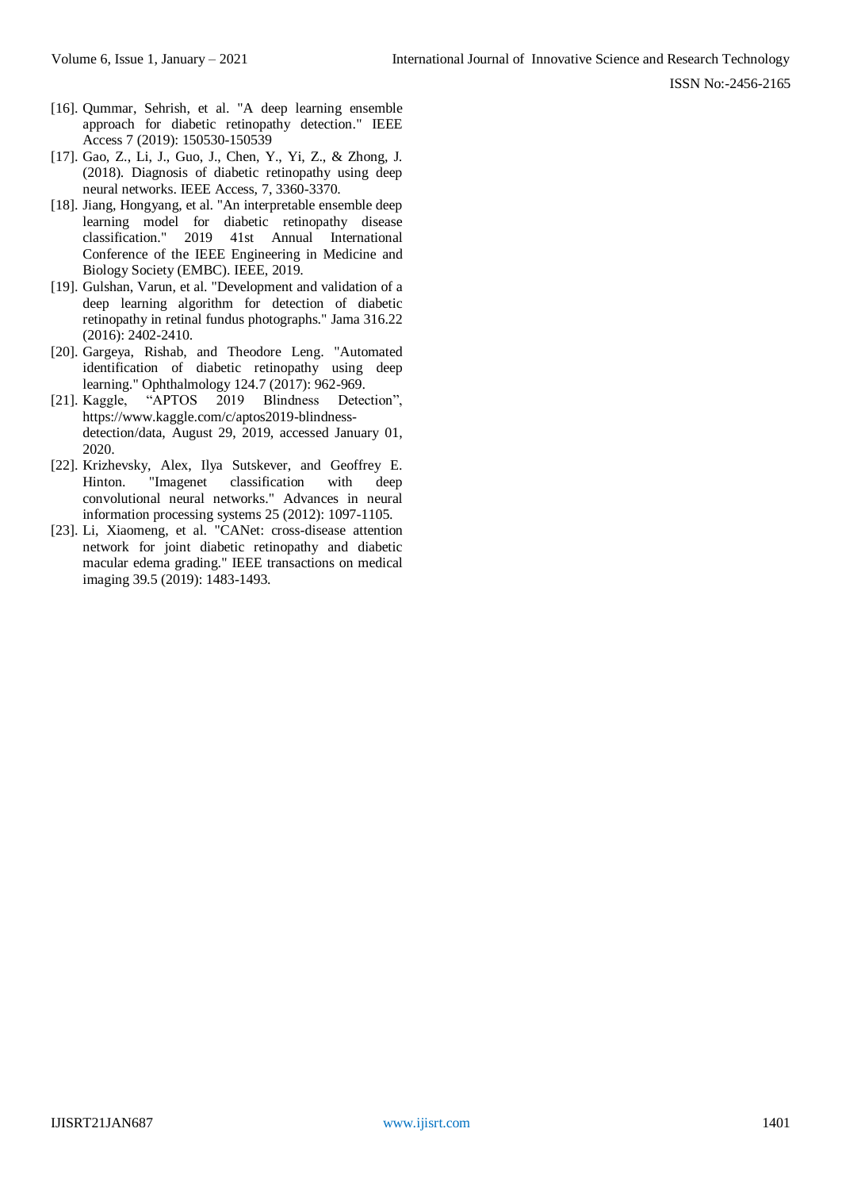[16]. Qummar, Sehrish, et al. "A deep learning ensemble approach for diabetic retinopathy detection." IEEE Access 7 (2019): 150530-150539

[17]. Gao, Z., Li, J., Guo, J., Chen, Y., Yi, Z., & Zhong, J. (2018). Diagnosis of diabetic retinopathy using deep neural networks. IEEE Access, 7, 3360-3370.

[18]. Jiang, Hongyang, et al. "An interpretable ensemble deep learning model for diabetic retinopathy disease classification." 2019 41st Annual International Conference of the IEEE Engineering in Medicine and Biology Society (EMBC). IEEE, 2019.

[19]. Gulshan, Varun, et al. "Development and validation of a deep learning algorithm for detection of diabetic retinopathy in retinal fundus photographs." Jama 316.22 (2016): 2402-2410.

[20]. Gargeya, Rishab, and Theodore Leng. "Automated identification of diabetic retinopathy using deep learning." Ophthalmology 124.7 (2017): 962-969.

[21]. Kaggle, "APTOS 2019 Blindness Detection", https://www.kaggle.com/c/aptos2019-blindness-detection/data, August 29, 2019, accessed January 01, 2020.

[22]. Krizhevsky, Alex, Ilya Sutskever, and Geoffrey E. Hinton. "Imagenet classification with deep convolutional neural networks." Advances in neural information processing systems 25 (2012): 1097-1105.

[23]. Li, Xiaomeng, et al. "CANet: cross-disease attention network for joint diabetic retinopathy and diabetic macular edema grading." IEEE transactions on medical imaging 39.5 (2019): 1483-1493.